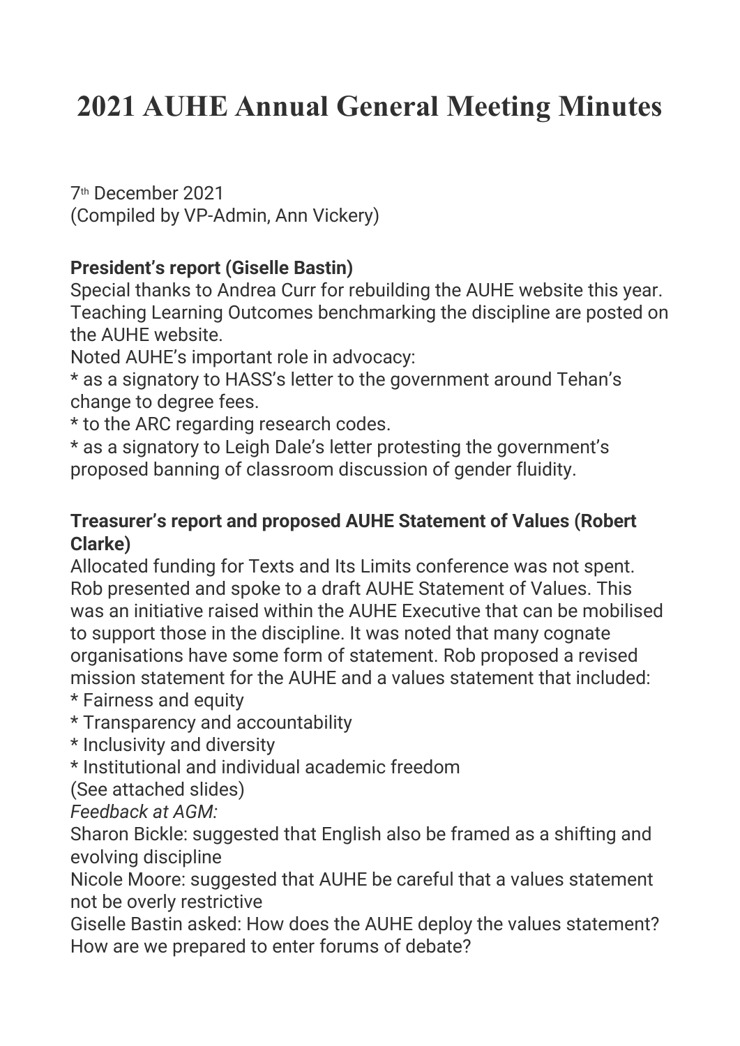# 2021 AUHE Annual General Meeting Minutes

7th December 2021
(Compiled by VP-Admin, Ann Vickery)

**President's report (Giselle Bastin)**
Special thanks to Andrea Curr for rebuilding the AUHE website this year. Teaching Learning Outcomes benchmarking the discipline are posted on the AUHE website.
Noted AUHE's important role in advocacy:
* as a signatory to HASS's letter to the government around Tehan's change to degree fees.
* to the ARC regarding research codes.
* as a signatory to Leigh Dale's letter protesting the government's proposed banning of classroom discussion of gender fluidity.

**Treasurer's report and proposed AUHE Statement of Values (Robert Clarke)**
Allocated funding for Texts and Its Limits conference was not spent.
Rob presented and spoke to a draft AUHE Statement of Values. This was an initiative raised within the AUHE Executive that can be mobilised to support those in the discipline. It was noted that many cognate organisations have some form of statement. Rob proposed a revised mission statement for the AUHE and a values statement that included:
* Fairness and equity
* Transparency and accountability
* Inclusivity and diversity
* Institutional and individual academic freedom

(See attached slides)
*Feedback at AGM:*
Sharon Bickle: suggested that English also be framed as a shifting and evolving discipline
Nicole Moore: suggested that AUHE be careful that a values statement not be overly restrictive
Giselle Bastin asked: How does the AUHE deploy the values statement? How are we prepared to enter forums of debate?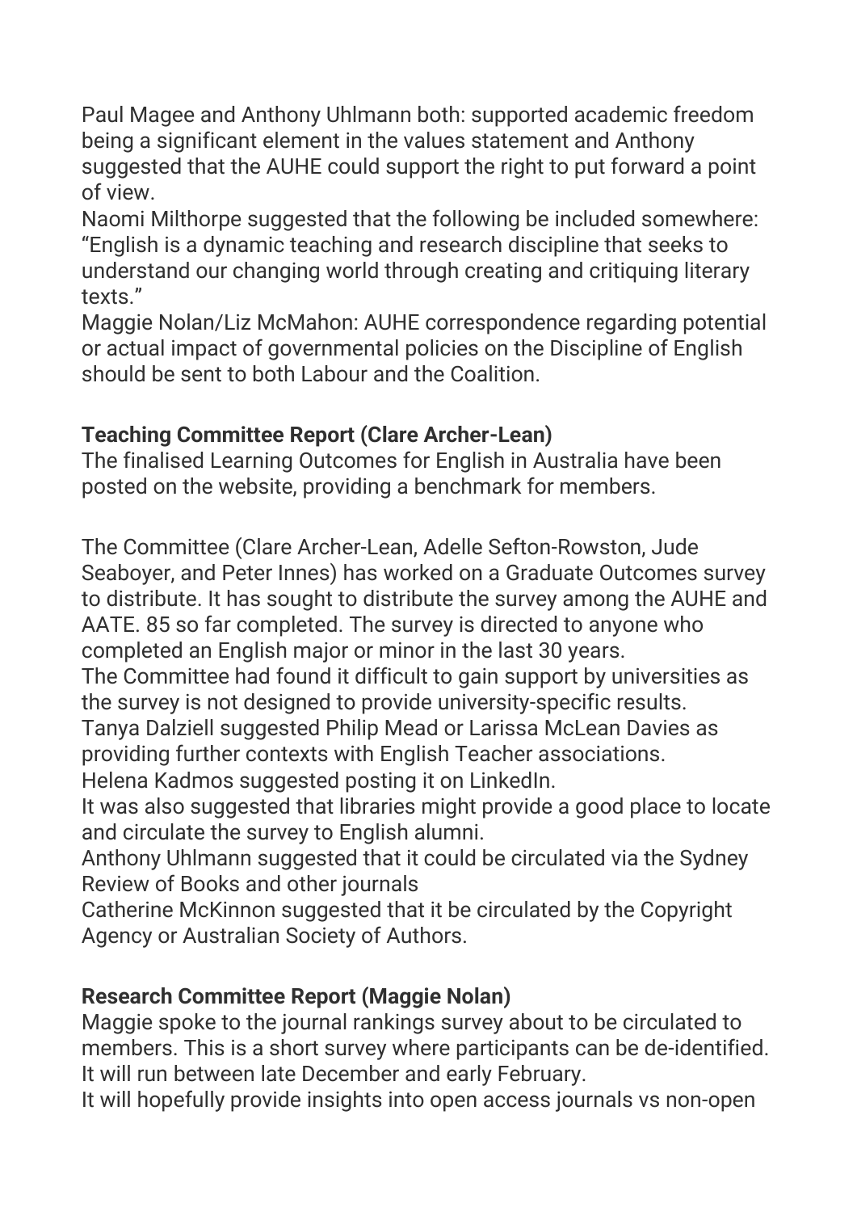Paul Magee and Anthony Uhlmann both: supported academic freedom being a significant element in the values statement and Anthony suggested that the AUHE could support the right to put forward a point of view.

Naomi Milthorpe suggested that the following be included somewhere: "English is a dynamic teaching and research discipline that seeks to understand our changing world through creating and critiquing literary texts."

Maggie Nolan/Liz McMahon: AUHE correspondence regarding potential or actual impact of governmental policies on the Discipline of English should be sent to both Labour and the Coalition.

**Teaching Committee Report (Clare Archer-Lean)**

The finalised Learning Outcomes for English in Australia have been posted on the website, providing a benchmark for members.

The Committee (Clare Archer-Lean, Adelle Sefton-Rowston, Jude Seaboyer, and Peter Innes) has worked on a Graduate Outcomes survey to distribute. It has sought to distribute the survey among the AUHE and AATE. 85 so far completed. The survey is directed to anyone who completed an English major or minor in the last 30 years.

The Committee had found it difficult to gain support by universities as the survey is not designed to provide university-specific results.

Tanya Dalziell suggested Philip Mead or Larissa McLean Davies as providing further contexts with English Teacher associations.

Helena Kadmos suggested posting it on LinkedIn.

It was also suggested that libraries might provide a good place to locate and circulate the survey to English alumni.

Anthony Uhlmann suggested that it could be circulated via the Sydney Review of Books and other journals

Catherine McKinnon suggested that it be circulated by the Copyright Agency or Australian Society of Authors.

**Research Committee Report (Maggie Nolan)**

Maggie spoke to the journal rankings survey about to be circulated to members. This is a short survey where participants can be de-identified. It will run between late December and early February.

It will hopefully provide insights into open access journals vs non-open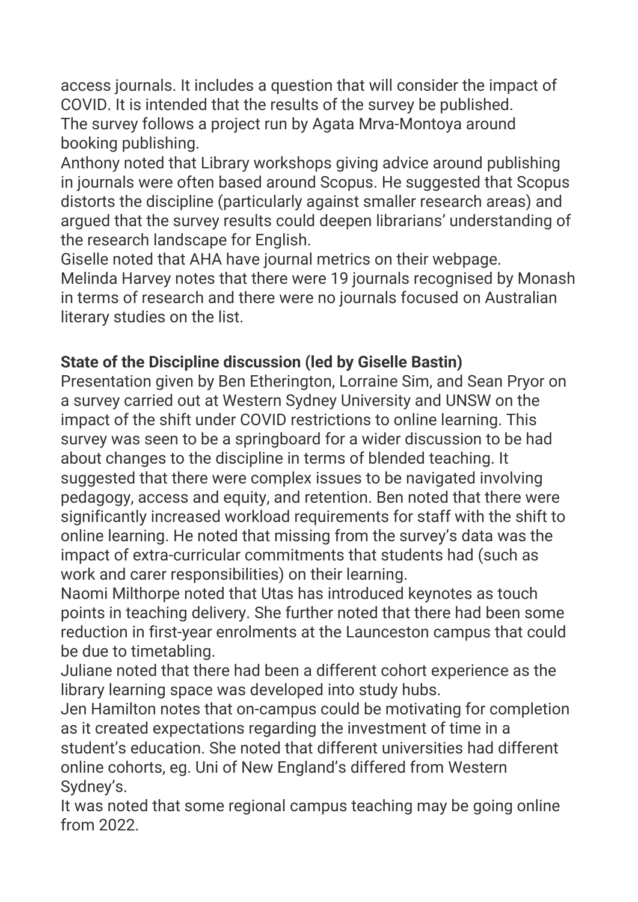access journals. It includes a question that will consider the impact of COVID. It is intended that the results of the survey be published.
The survey follows a project run by Agata Mrva-Montoya around booking publishing.
Anthony noted that Library workshops giving advice around publishing in journals were often based around Scopus. He suggested that Scopus distorts the discipline (particularly against smaller research areas) and argued that the survey results could deepen librarians' understanding of the research landscape for English.
Giselle noted that AHA have journal metrics on their webpage.
Melinda Harvey notes that there were 19 journals recognised by Monash in terms of research and there were no journals focused on Australian literary studies on the list.

**State of the Discipline discussion (led by Giselle Bastin)**
Presentation given by Ben Etherington, Lorraine Sim, and Sean Pryor on a survey carried out at Western Sydney University and UNSW on the impact of the shift under COVID restrictions to online learning. This survey was seen to be a springboard for a wider discussion to be had about changes to the discipline in terms of blended teaching. It suggested that there were complex issues to be navigated involving pedagogy, access and equity, and retention. Ben noted that there were significantly increased workload requirements for staff with the shift to online learning. He noted that missing from the survey's data was the impact of extra-curricular commitments that students had (such as work and carer responsibilities) on their learning.
Naomi Milthorpe noted that Utas has introduced keynotes as touch points in teaching delivery. She further noted that there had been some reduction in first-year enrolments at the Launceston campus that could be due to timetabling.
Juliane noted that there had been a different cohort experience as the library learning space was developed into study hubs.
Jen Hamilton notes that on-campus could be motivating for completion as it created expectations regarding the investment of time in a student's education. She noted that different universities had different online cohorts, eg. Uni of New England's differed from Western Sydney's.
It was noted that some regional campus teaching may be going online from 2022.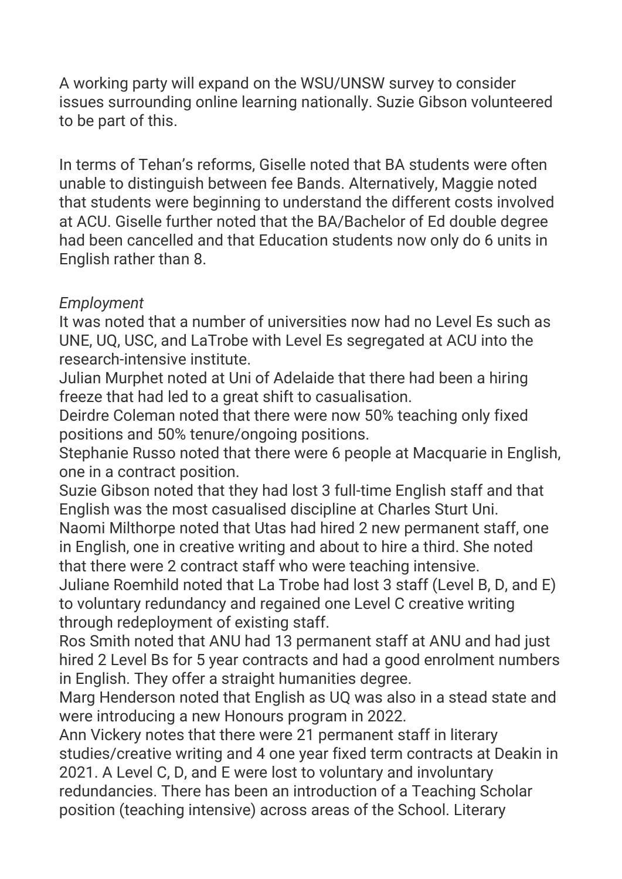A working party will expand on the WSU/UNSW survey to consider issues surrounding online learning nationally. Suzie Gibson volunteered to be part of this.

In terms of Tehan's reforms, Giselle noted that BA students were often unable to distinguish between fee Bands. Alternatively, Maggie noted that students were beginning to understand the different costs involved at ACU. Giselle further noted that the BA/Bachelor of Ed double degree had been cancelled and that Education students now only do 6 units in English rather than 8.

*Employment*

It was noted that a number of universities now had no Level Es such as UNE, UQ, USC, and LaTrobe with Level Es segregated at ACU into the research-intensive institute.

Julian Murphet noted at Uni of Adelaide that there had been a hiring freeze that had led to a great shift to casualisation.

Deirdre Coleman noted that there were now 50% teaching only fixed positions and 50% tenure/ongoing positions.

Stephanie Russo noted that there were 6 people at Macquarie in English, one in a contract position.

Suzie Gibson noted that they had lost 3 full-time English staff and that English was the most casualised discipline at Charles Sturt Uni.

Naomi Milthorpe noted that Utas had hired 2 new permanent staff, one in English, one in creative writing and about to hire a third. She noted that there were 2 contract staff who were teaching intensive.

Juliane Roemhild noted that La Trobe had lost 3 staff (Level B, D, and E) to voluntary redundancy and regained one Level C creative writing through redeployment of existing staff.

Ros Smith noted that ANU had 13 permanent staff at ANU and had just hired 2 Level Bs for 5 year contracts and had a good enrolment numbers in English. They offer a straight humanities degree.

Marg Henderson noted that English as UQ was also in a stead state and were introducing a new Honours program in 2022.

Ann Vickery notes that there were 21 permanent staff in literary studies/creative writing and 4 one year fixed term contracts at Deakin in 2021. A Level C, D, and E were lost to voluntary and involuntary redundancies. There has been an introduction of a Teaching Scholar position (teaching intensive) across areas of the School. Literary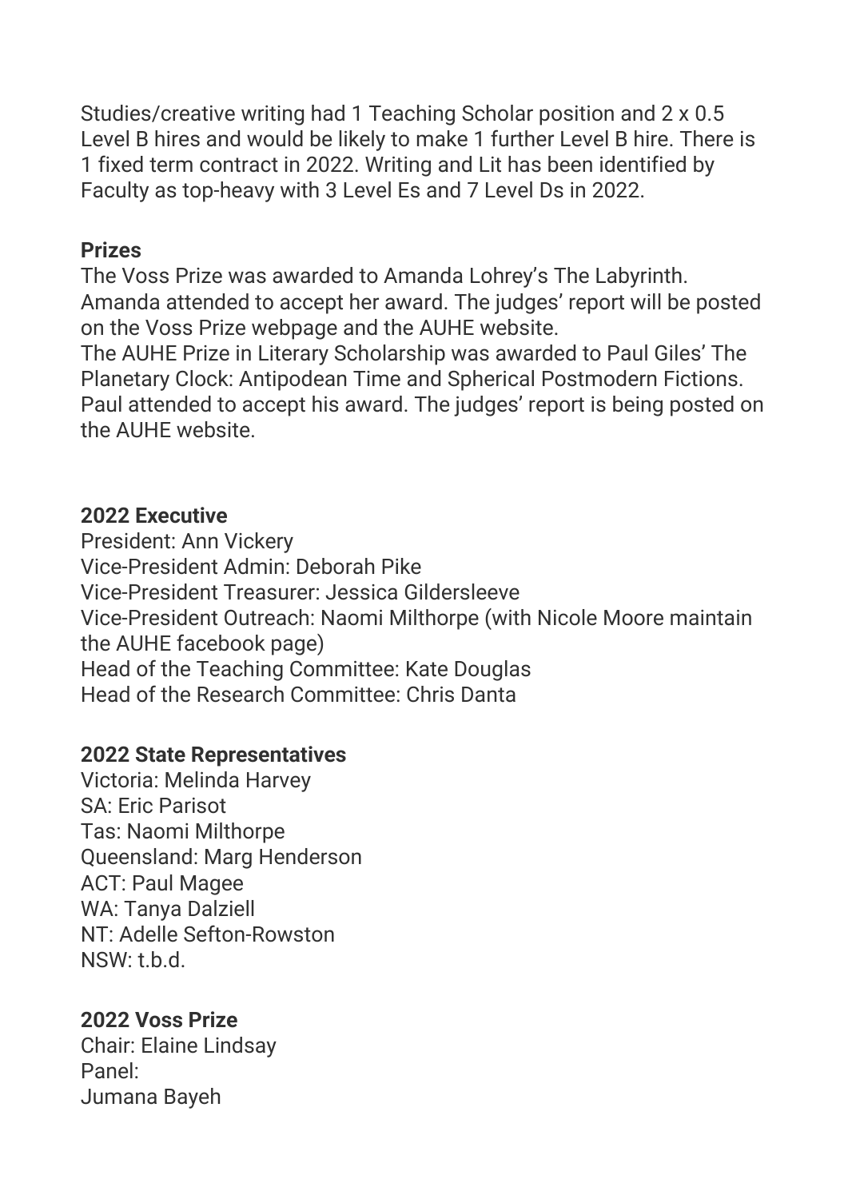Studies/creative writing had 1 Teaching Scholar position and 2 x 0.5 Level B hires and would be likely to make 1 further Level B hire. There is 1 fixed term contract in 2022. Writing and Lit has been identified by Faculty as top-heavy with 3 Level Es and 7 Level Ds in 2022.

**Prizes**

The Voss Prize was awarded to Amanda Lohrey's The Labyrinth. Amanda attended to accept her award. The judges' report will be posted on the Voss Prize webpage and the AUHE website.

The AUHE Prize in Literary Scholarship was awarded to Paul Giles' The Planetary Clock: Antipodean Time and Spherical Postmodern Fictions. Paul attended to accept his award. The judges' report is being posted on the AUHE website.

**2022 Executive**

President: Ann Vickery
Vice-President Admin: Deborah Pike
Vice-President Treasurer: Jessica Gildersleeve
Vice-President Outreach: Naomi Milthorpe (with Nicole Moore maintain the AUHE facebook page)
Head of the Teaching Committee: Kate Douglas
Head of the Research Committee: Chris Danta

**2022 State Representatives**

Victoria: Melinda Harvey
SA: Eric Parisot
Tas: Naomi Milthorpe
Queensland: Marg Henderson
ACT: Paul Magee
WA: Tanya Dalziell
NT: Adelle Sefton-Rowston
NSW: t.b.d.

**2022 Voss Prize**

Chair: Elaine Lindsay
Panel:
Jumana Bayeh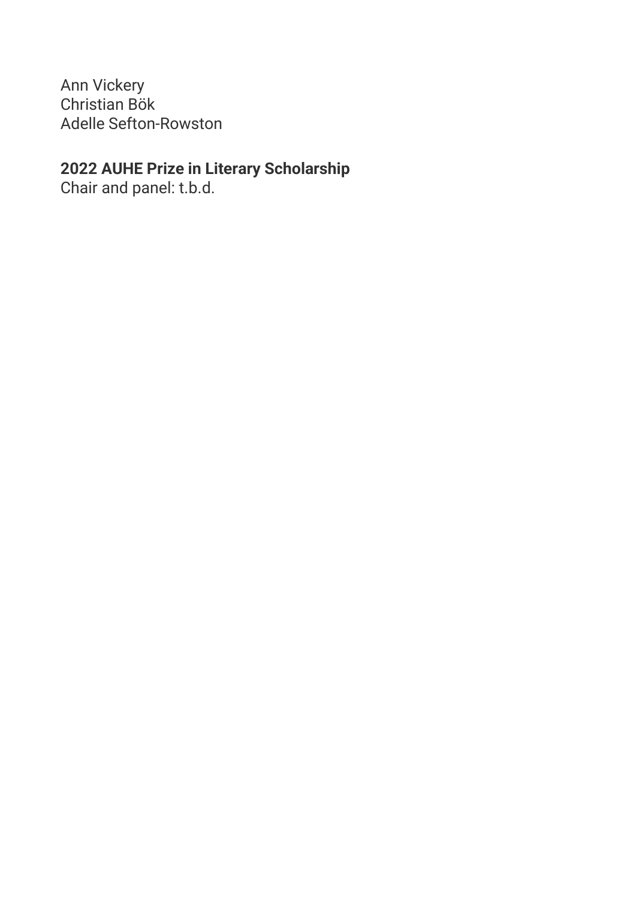Ann Vickery
Christian Bök
Adelle Sefton-Rowston

**2022 AUHE Prize in Literary Scholarship**
Chair and panel: t.b.d.